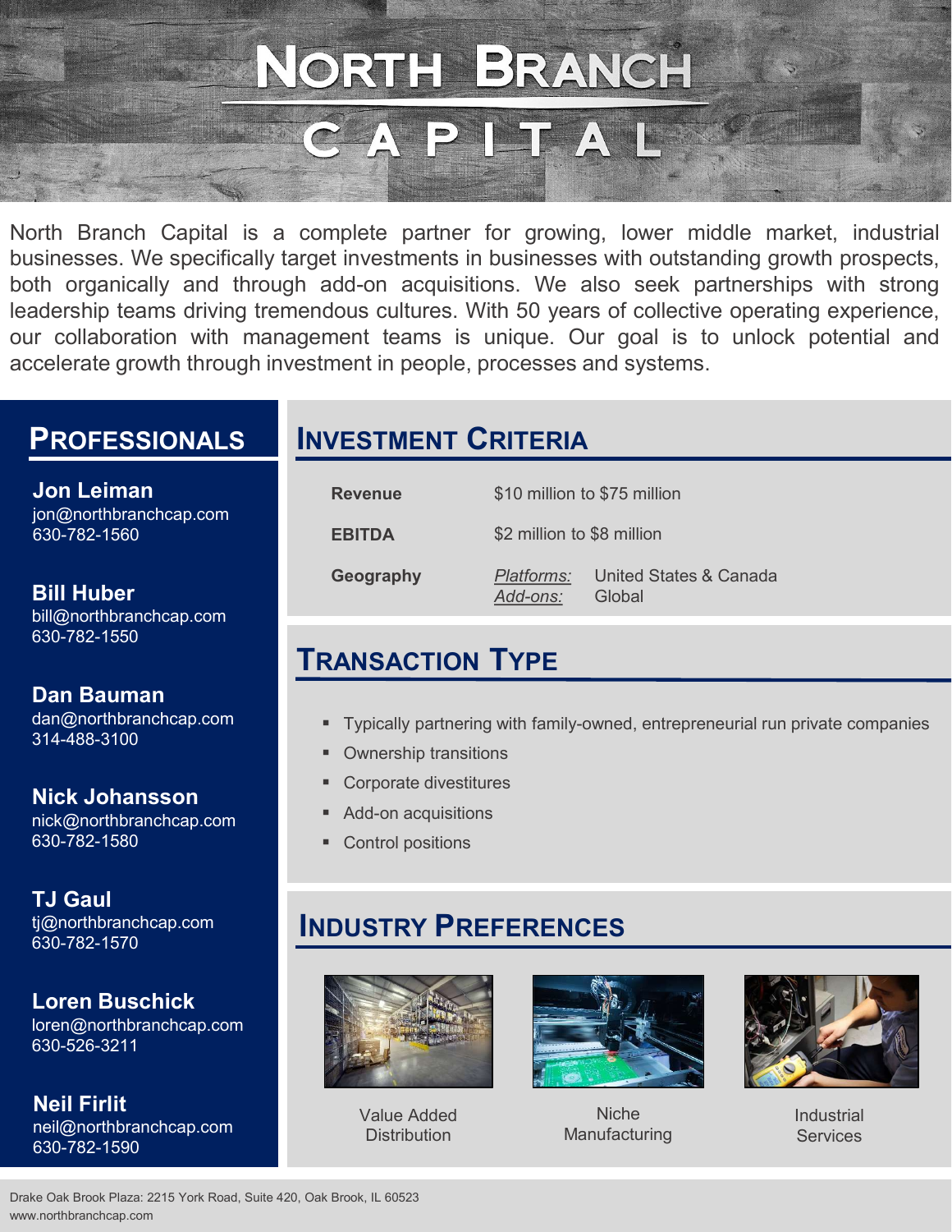# North Branch Capital

North Branch Capital is a complete partner for growing, lower middle market, industrial businesses. We specifically target investments in businesses with outstanding growth prospects, both organically and through add-on acquisitions. We also seek partnerships with strong leadership teams driving tremendous cultures. With 50 years of collective operating experience, our collaboration with management teams is unique. Our goal is to unlock potential and accelerate growth through investment in people, processes and systems.

## Professionals

**Jon Leiman**
jon@northbranchcap.com
630-782-1560

**Bill Huber**
bill@northbranchcap.com
630-782-1550

**Dan Bauman**
dan@northbranchcap.com
314-488-3100

**Nick Johansson**
nick@northbranchcap.com
630-782-1580

**TJ Gaul**
tj@northbranchcap.com
630-782-1570

**Loren Buschick**
loren@northbranchcap.com
630-526-3211

**Neil Firlit**
neil@northbranchcap.com
630-782-1590

## Investment Criteria

| | |
|---|---|
| **Revenue** | $10 million to $75 million |
| **EBITDA** | $2 million to $8 million |
| **Geography** | *Platforms:* United States & Canada<br>*Add-ons:* Global |

## Transaction Type

- Typically partnering with family-owned, entrepreneurial run private companies
- Ownership transitions
- Corporate divestitures
- Add-on acquisitions
- Control positions

## Industry Preferences

Value Added Distribution

Niche Manufacturing

Industrial Services

Drake Oak Brook Plaza: 2215 York Road, Suite 420, Oak Brook, IL 60523
www.northbranchcap.com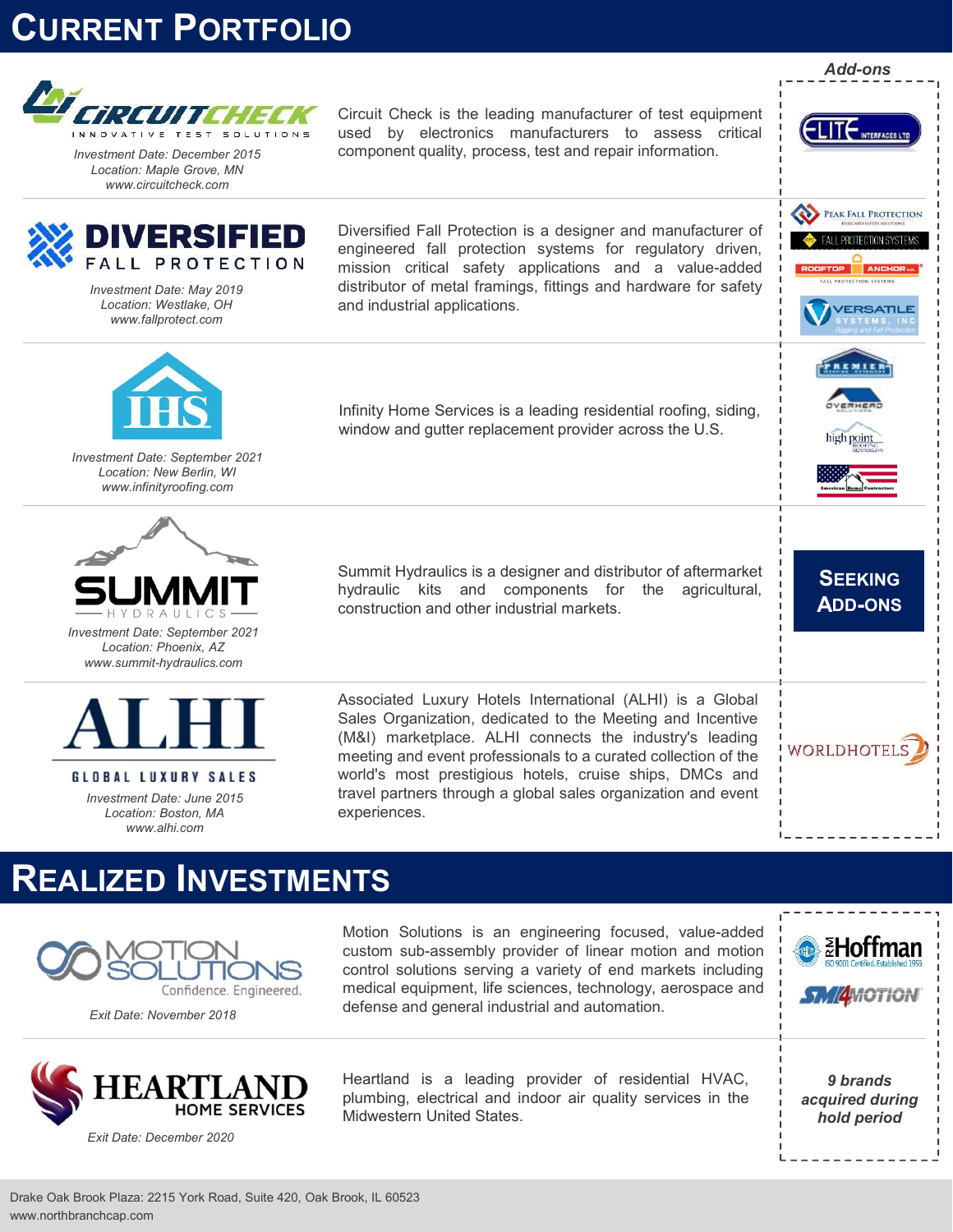# Current Portfolio

*Add-ons*

## CircuitCheck

INNOVATIVE TEST SOLUTIONS

*Investment Date: December 2015*
*Location: Maple Grove, MN*
*www.circuitcheck.com*

Circuit Check is the leading manufacturer of test equipment used by electronics manufacturers to assess critical component quality, process, test and repair information.

Add-ons: Elite Interfaces Ltd

## Diversified Fall Protection

*Investment Date: May 2019*
*Location: Westlake, OH*
*www.fallprotect.com*

Diversified Fall Protection is a designer and manufacturer of engineered fall protection systems for regulatory driven, mission critical safety applications and a value-added distributor of metal framings, fittings and hardware for safety and industrial applications.

Add-ons: Peak Fall Protection; Fall Protection Systems; Rooftop Anchor Inc.; Versatile Systems, Inc

## IHS

*Investment Date: September 2021*
*Location: New Berlin, WI*
*www.infinityroofing.com*

Infinity Home Services is a leading residential roofing, siding, window and gutter replacement provider across the U.S.

Add-ons: Premier; Overhead; high point; American Home Contractors

## Summit Hydraulics

*Investment Date: September 2021*
*Location: Phoenix, AZ*
*www.summit-hydraulics.com*

Summit Hydraulics is a designer and distributor of aftermarket hydraulic kits and components for the agricultural, construction and other industrial markets.

**Seeking Add-ons**

## ALHI

GLOBAL LUXURY SALES

*Investment Date: June 2015*
*Location: Boston, MA*
*www.alhi.com*

Associated Luxury Hotels International (ALHI) is a Global Sales Organization, dedicated to the Meeting and Incentive (M&I) marketplace. ALHI connects the industry's leading meeting and event professionals to a curated collection of the world's most prestigious hotels, cruise ships, DMCs and travel partners through a global sales organization and event experiences.

Add-ons: Worldhotels

# Realized Investments

## Motion Solutions

Confidence. Engineered.

*Exit Date: November 2018*

Motion Solutions is an engineering focused, value-added custom sub-assembly provider of linear motion and motion control solutions serving a variety of end markets including medical equipment, life sciences, technology, aerospace and defense and general industrial and automation.

Add-ons: RM Hoffman; SM4Motion

## Heartland Home Services

*Exit Date: December 2020*

Heartland is a leading provider of residential HVAC, plumbing, electrical and indoor air quality services in the Midwestern United States.

***9 brands acquired during hold period***

Drake Oak Brook Plaza: 2215 York Road, Suite 420, Oak Brook, IL 60523
www.northbranchcap.com